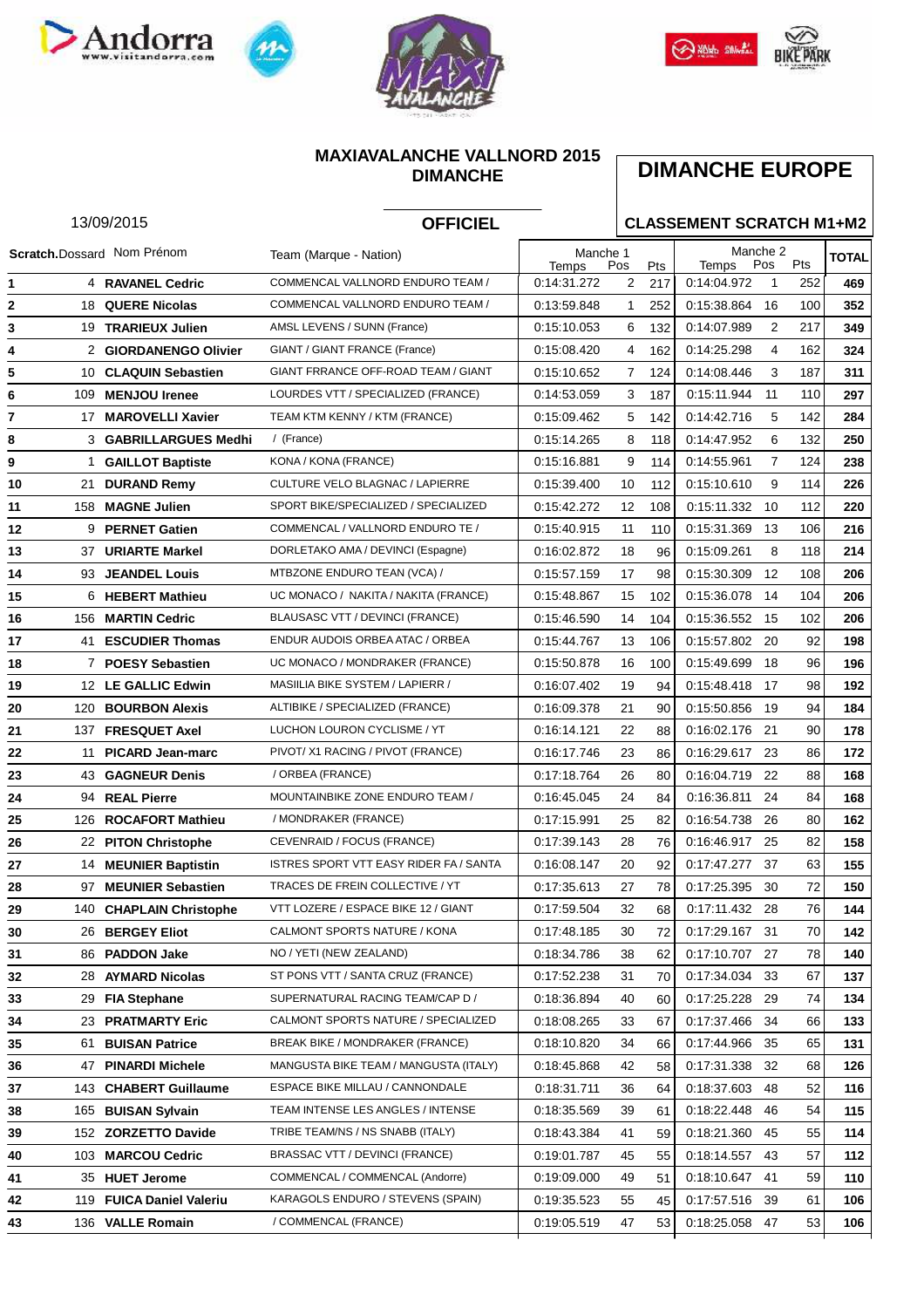**MAXIAVALANCHE VALLNORD 2015**
**DIMANCHE**

# DIMANCHE EUROPE

13/09/2015

**OFFICIEL**

**CLASSEMENT SCRATCH M1+M2**

| Scratch. | Dossard | Nom Prénom | Team (Marque - Nation) | Manche 1 Temps | Pos | Pts | Manche 2 Temps | Pos | Pts | TOTAL |
|---|---|---|---|---|---|---|---|---|---|---|
| 1 | 4 | **RAVANEL Cedric** | COMMENCAL VALLNORD ENDURO TEAM / | 0:14:31.272 | 2 | 217 | 0:14:04.972 | 1 | 252 | **469** |
| 2 | 18 | **QUERE Nicolas** | COMMENCAL VALLNORD ENDURO TEAM / | 0:13:59.848 | 1 | 252 | 0:15:38.864 | 16 | 100 | **352** |
| 3 | 19 | **TRARIEUX Julien** | AMSL LEVENS / SUNN (France) | 0:15:10.053 | 6 | 132 | 0:14:07.989 | 2 | 217 | **349** |
| 4 | 2 | **GIORDANENGO Olivier** | GIANT / GIANT FRANCE (France) | 0:15:08.420 | 4 | 162 | 0:14:25.298 | 4 | 162 | **324** |
| 5 | 10 | **CLAQUIN Sebastien** | GIANT FRRANCE OFF-ROAD TEAM / GIANT | 0:15:10.652 | 7 | 124 | 0:14:08.446 | 3 | 187 | **311** |
| 6 | 109 | **MENJOU Irenee** | LOURDES VTT / SPECIALIZED (FRANCE) | 0:14:53.059 | 3 | 187 | 0:15:11.944 | 11 | 110 | **297** |
| 7 | 17 | **MAROVELLI Xavier** | TEAM KTM KENNY / KTM (FRANCE) | 0:15:09.462 | 5 | 142 | 0:14:42.716 | 5 | 142 | **284** |
| 8 | 3 | **GABRILLARGUES Medhi** | / (France) | 0:15:14.265 | 8 | 118 | 0:14:47.952 | 6 | 132 | **250** |
| 9 | 1 | **GAILLOT Baptiste** | KONA / KONA (FRANCE) | 0:15:16.881 | 9 | 114 | 0:14:55.961 | 7 | 124 | **238** |
| 10 | 21 | **DURAND Remy** | CULTURE VELO BLAGNAC / LAPIERRE | 0:15:39.400 | 10 | 112 | 0:15:10.610 | 9 | 114 | **226** |
| 11 | 158 | **MAGNE Julien** | SPORT BIKE/SPECIALIZED / SPECIALIZED | 0:15:42.272 | 12 | 108 | 0:15:11.332 | 10 | 112 | **220** |
| 12 | 9 | **PERNET Gatien** | COMMENCAL / VALLNORD ENDURO TE / | 0:15:40.915 | 11 | 110 | 0:15:31.369 | 13 | 106 | **216** |
| 13 | 37 | **URIARTE Markel** | DORLETAKO AMA / DEVINCI (Espagne) | 0:16:02.872 | 18 | 96 | 0:15:09.261 | 8 | 118 | **214** |
| 14 | 93 | **JEANDEL Louis** | MTBZONE ENDURO TEAN (VCA) / | 0:15:57.159 | 17 | 98 | 0:15:30.309 | 12 | 108 | **206** |
| 15 | 6 | **HEBERT Mathieu** | UC MONACO / NAKITA / NAKITA (FRANCE) | 0:15:48.867 | 15 | 102 | 0:15:36.078 | 14 | 104 | **206** |
| 16 | 156 | **MARTIN Cedric** | BLAUSASC VTT / DEVINCI (FRANCE) | 0:15:46.590 | 14 | 104 | 0:15:36.552 | 15 | 102 | **206** |
| 17 | 41 | **ESCUDIER Thomas** | ENDUR AUDOIS ORBEA ATAC / ORBEA | 0:15:44.767 | 13 | 106 | 0:15:57.802 | 20 | 92 | **198** |
| 18 | 7 | **POESY Sebastien** | UC MONACO / MONDRAKER (FRANCE) | 0:15:50.878 | 16 | 100 | 0:15:49.699 | 18 | 96 | **196** |
| 19 | 12 | **LE GALLIC Edwin** | MASIILIA BIKE SYSTEM / LAPIERR / | 0:16:07.402 | 19 | 94 | 0:15:48.418 | 17 | 98 | **192** |
| 20 | 120 | **BOURBON Alexis** | ALTIBIKE / SPECIALIZED (FRANCE) | 0:16:09.378 | 21 | 90 | 0:15:50.856 | 19 | 94 | **184** |
| 21 | 137 | **FRESQUET Axel** | LUCHON LOURON CYCLISME / YT | 0:16:14.121 | 22 | 88 | 0:16:02.176 | 21 | 90 | **178** |
| 22 | 11 | **PICARD Jean-marc** | PIVOT/ X1 RACING / PIVOT (FRANCE) | 0:16:17.746 | 23 | 86 | 0:16:29.617 | 23 | 86 | **172** |
| 23 | 43 | **GAGNEUR Denis** | / ORBEA (FRANCE) | 0:17:18.764 | 26 | 80 | 0:16:04.719 | 22 | 88 | **168** |
| 24 | 94 | **REAL Pierre** | MOUNTAINBIKE ZONE ENDURO TEAM / | 0:16:45.045 | 24 | 84 | 0:16:36.811 | 24 | 84 | **168** |
| 25 | 126 | **ROCAFORT Mathieu** | / MONDRAKER (FRANCE) | 0:17:15.991 | 25 | 82 | 0:16:54.738 | 26 | 80 | **162** |
| 26 | 22 | **PITON Christophe** | CEVENRAID / FOCUS (FRANCE) | 0:17:39.143 | 28 | 76 | 0:16:46.917 | 25 | 82 | **158** |
| 27 | 14 | **MEUNIER Baptistin** | ISTRES SPORT VTT EASY RIDER FA / SANTA | 0:16:08.147 | 20 | 92 | 0:17:47.277 | 37 | 63 | **155** |
| 28 | 97 | **MEUNIER Sebastien** | TRACES DE FREIN COLLECTIVE / YT | 0:17:35.613 | 27 | 78 | 0:17:25.395 | 30 | 72 | **150** |
| 29 | 140 | **CHAPLAIN Christophe** | VTT LOZERE / ESPACE BIKE 12 / GIANT | 0:17:59.504 | 32 | 68 | 0:17:11.432 | 28 | 76 | **144** |
| 30 | 26 | **BERGEY Eliot** | CALMONT SPORTS NATURE / KONA | 0:17:48.185 | 30 | 72 | 0:17:29.167 | 31 | 70 | **142** |
| 31 | 86 | **PADDON Jake** | NO / YETI (NEW ZEALAND) | 0:18:34.786 | 38 | 62 | 0:17:10.707 | 27 | 78 | **140** |
| 32 | 28 | **AYMARD Nicolas** | ST PONS VTT / SANTA CRUZ (FRANCE) | 0:17:52.238 | 31 | 70 | 0:17:34.034 | 33 | 67 | **137** |
| 33 | 29 | **FIA Stephane** | SUPERNATURAL RACING TEAM/CAP D / | 0:18:36.894 | 40 | 60 | 0:17:25.228 | 29 | 74 | **134** |
| 34 | 23 | **PRATMARTY Eric** | CALMONT SPORTS NATURE / SPECIALIZED | 0:18:08.265 | 33 | 67 | 0:17:37.466 | 34 | 66 | **133** |
| 35 | 61 | **BUISAN Patrice** | BREAK BIKE / MONDRAKER (FRANCE) | 0:18:10.820 | 34 | 66 | 0:17:44.966 | 35 | 65 | **131** |
| 36 | 47 | **PINARDI Michele** | MANGUSTA BIKE TEAM / MANGUSTA (ITALY) | 0:18:45.868 | 42 | 58 | 0:17:31.338 | 32 | 68 | **126** |
| 37 | 143 | **CHABERT Guillaume** | ESPACE BIKE MILLAU / CANNONDALE | 0:18:31.711 | 36 | 64 | 0:18:37.603 | 48 | 52 | **116** |
| 38 | 165 | **BUISAN Sylvain** | TEAM INTENSE LES ANGLES / INTENSE | 0:18:35.569 | 39 | 61 | 0:18:22.448 | 46 | 54 | **115** |
| 39 | 152 | **ZORZETTO Davide** | TRIBE TEAM/NS / NS SNABB (ITALY) | 0:18:43.384 | 41 | 59 | 0:18:21.360 | 45 | 55 | **114** |
| 40 | 103 | **MARCOU Cedric** | BRASSAC VTT / DEVINCI (FRANCE) | 0:19:01.787 | 45 | 55 | 0:18:14.557 | 43 | 57 | **112** |
| 41 | 35 | **HUET Jerome** | COMMENCAL / COMMENCAL (Andorre) | 0:19:09.000 | 49 | 51 | 0:18:10.647 | 41 | 59 | **110** |
| 42 | 119 | **FUICA Daniel Valeriu** | KARAGOLS ENDURO / STEVENS (SPAIN) | 0:19:35.523 | 55 | 45 | 0:17:57.516 | 39 | 61 | **106** |
| 43 | 136 | **VALLE Romain** | / COMMENCAL (FRANCE) | 0:19:05.519 | 47 | 53 | 0:18:25.058 | 47 | 53 | **106** |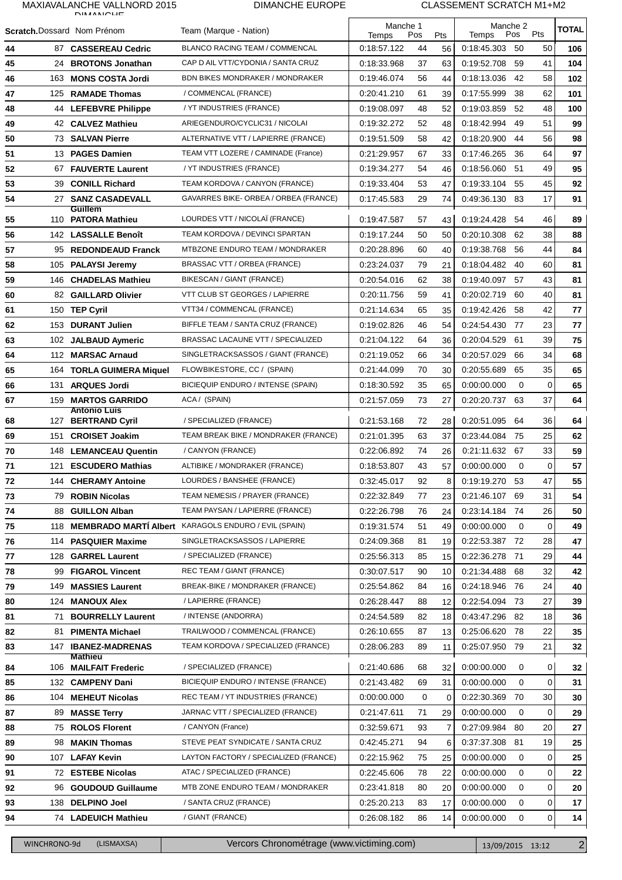MAXIAVALANCHE VALLNORD 2015 DIMANCHE — DIMANCHE EUROPE — CLASSEMENT SCRATCH M1+M2

| Scratch. | Dossard | Nom Prénom | Team (Marque - Nation) | Manche 1 Temps | Pos | Pts | Manche 2 Temps | Pos | Pts | TOTAL |
|---|---|---|---|---|---|---|---|---|---|---|
| 44 | 87 | **CASSEREAU Cedric** | BLANCO RACING TEAM / COMMENCAL | 0:18:57.122 | 44 | 56 | 0:18:45.303 | 50 | 50 | **106** |
| 45 | 24 | **BROTONS Jonathan** | CAP D AIL VTT/CYDONIA / SANTA CRUZ | 0:18:33.968 | 37 | 63 | 0:19:52.708 | 59 | 41 | **104** |
| 46 | 163 | **MONS COSTA Jordi** | BDN BIKES MONDRAKER / MONDRAKER | 0:19:46.074 | 56 | 44 | 0:18:13.036 | 42 | 58 | **102** |
| 47 | 125 | **RAMADE Thomas** | / COMMENCAL (FRANCE) | 0:20:41.210 | 61 | 39 | 0:17:55.999 | 38 | 62 | **101** |
| 48 | 44 | **LEFEBVRE Philippe** | / YT INDUSTRIES (FRANCE) | 0:19:08.097 | 48 | 52 | 0:19:03.859 | 52 | 48 | **100** |
| 49 | 42 | **CALVEZ Mathieu** | ARIEGENDURO/CYCLIC31 / NICOLAI | 0:19:32.272 | 52 | 48 | 0:18:42.994 | 49 | 51 | **99** |
| 50 | 73 | **SALVAN Pierre** | ALTERNATIVE VTT / LAPIERRE (FRANCE) | 0:19:51.509 | 58 | 42 | 0:18:20.900 | 44 | 56 | **98** |
| 51 | 13 | **PAGES Damien** | TEAM VTT LOZERE / CAMINADE (France) | 0:21:29.957 | 67 | 33 | 0:17:46.265 | 36 | 64 | **97** |
| 52 | 67 | **FAUVERTE Laurent** | / YT INDUSTRIES (FRANCE) | 0:19:34.277 | 54 | 46 | 0:18:56.060 | 51 | 49 | **95** |
| 53 | 39 | **CONILL Richard** | TEAM KORDOVA / CANYON (FRANCE) | 0:19:33.404 | 53 | 47 | 0:19:33.104 | 55 | 45 | **92** |
| 54 | 27 | **SANZ CASADEVALL Guillem** | GAVARRES BIKE- ORBEA / ORBEA (FRANCE) | 0:17:45.583 | 29 | 74 | 0:49:36.130 | 83 | 17 | **91** |
| 55 | 110 | **PATORA Mathieu** | LOURDES VTT / NICOLAÏ (FRANCE) | 0:19:47.587 | 57 | 43 | 0:19:24.428 | 54 | 46 | **89** |
| 56 | 142 | **LASSALLE Benoît** | TEAM KORDOVA / DEVINCI SPARTAN | 0:19:17.244 | 50 | 50 | 0:20:10.308 | 62 | 38 | **88** |
| 57 | 95 | **REDONDEAUD Franck** | MTBZONE ENDURO TEAM / MONDRAKER | 0:20:28.896 | 60 | 40 | 0:19:38.768 | 56 | 44 | **84** |
| 58 | 105 | **PALAYSI Jeremy** | BRASSAC VTT / ORBEA (FRANCE) | 0:23:24.037 | 79 | 21 | 0:18:04.482 | 40 | 60 | **81** |
| 59 | 146 | **CHADELAS Mathieu** | BIKESCAN / GIANT (FRANCE) | 0:20:54.016 | 62 | 38 | 0:19:40.097 | 57 | 43 | **81** |
| 60 | 82 | **GAILLARD Olivier** | VTT CLUB ST GEORGES / LAPIERRE | 0:20:11.756 | 59 | 41 | 0:20:02.719 | 60 | 40 | **81** |
| 61 | 150 | **TEP Cyril** | VTT34 / COMMENCAL (FRANCE) | 0:21:14.634 | 65 | 35 | 0:19:42.426 | 58 | 42 | **77** |
| 62 | 153 | **DURANT Julien** | BIFFLE TEAM / SANTA CRUZ (FRANCE) | 0:19:02.826 | 46 | 54 | 0:24:54.430 | 77 | 23 | **77** |
| 63 | 102 | **JALBAUD Aymeric** | BRASSAC LACAUNE VTT / SPECIALIZED | 0:21:04.122 | 64 | 36 | 0:20:04.529 | 61 | 39 | **75** |
| 64 | 112 | **MARSAC Arnaud** | SINGLETRACKSASSOS / GIANT (FRANCE) | 0:21:19.052 | 66 | 34 | 0:20:57.029 | 66 | 34 | **68** |
| 65 | 164 | **TORLA GUIMERA Miquel** | FLOWBIKESTORE, CC / (SPAIN) | 0:21:44.099 | 70 | 30 | 0:20:55.689 | 65 | 35 | **65** |
| 66 | 131 | **ARQUES Jordi** | BICIEQUIP ENDURO / INTENSE (SPAIN) | 0:18:30.592 | 35 | 65 | 0:00:00.000 | 0 | 0 | **65** |
| 67 | 159 | **MARTOS GARRIDO Antonio Luis** | ACA / (SPAIN) | 0:21:57.059 | 73 | 27 | 0:20:20.737 | 63 | 37 | **64** |
| 68 | 127 | **BERTRAND Cyril** | / SPECIALIZED (FRANCE) | 0:21:53.168 | 72 | 28 | 0:20:51.095 | 64 | 36 | **64** |
| 69 | 151 | **CROISET Joakim** | TEAM BREAK BIKE / MONDRAKER (FRANCE) | 0:21:01.395 | 63 | 37 | 0:23:44.084 | 75 | 25 | **62** |
| 70 | 148 | **LEMANCEAU Quentin** | / CANYON (FRANCE) | 0:22:06.892 | 74 | 26 | 0:21:11.632 | 67 | 33 | **59** |
| 71 | 121 | **ESCUDERO Mathias** | ALTIBIKE / MONDRAKER (FRANCE) | 0:18:53.807 | 43 | 57 | 0:00:00.000 | 0 | 0 | **57** |
| 72 | 144 | **CHERAMY Antoine** | LOURDES / BANSHEE (FRANCE) | 0:32:45.017 | 92 | 8 | 0:19:19.270 | 53 | 47 | **55** |
| 73 | 79 | **ROBIN Nicolas** | TEAM NEMESIS / PRAYER (FRANCE) | 0:22:32.849 | 77 | 23 | 0:21:46.107 | 69 | 31 | **54** |
| 74 | 88 | **GUILLON Alban** | TEAM PAYSAN / LAPIERRE (FRANCE) | 0:22:26.798 | 76 | 24 | 0:23:14.184 | 74 | 26 | **50** |
| 75 | 118 | **MEMBRADO MARTÍ Albert** | KARAGOLS ENDURO / EVIL (SPAIN) | 0:19:31.574 | 51 | 49 | 0:00:00.000 | 0 | 0 | **49** |
| 76 | 114 | **PASQUIER Maxime** | SINGLETRACKSASSOS / LAPIERRE | 0:24:09.368 | 81 | 19 | 0:22:53.387 | 72 | 28 | **47** |
| 77 | 128 | **GARREL Laurent** | / SPECIALIZED (FRANCE) | 0:25:56.313 | 85 | 15 | 0:22:36.278 | 71 | 29 | **44** |
| 78 | 99 | **FIGAROL Vincent** | REC TEAM / GIANT (FRANCE) | 0:30:07.517 | 90 | 10 | 0:21:34.488 | 68 | 32 | **42** |
| 79 | 149 | **MASSIES Laurent** | BREAK-BIKE / MONDRAKER (FRANCE) | 0:25:54.862 | 84 | 16 | 0:24:18.946 | 76 | 24 | **40** |
| 80 | 124 | **MANOUX Alex** | / LAPIERRE (FRANCE) | 0:26:28.447 | 88 | 12 | 0:22:54.094 | 73 | 27 | **39** |
| 81 | 71 | **BOURRELLY Laurent** | / INTENSE (ANDORRA) | 0:24:54.589 | 82 | 18 | 0:43:47.296 | 82 | 18 | **36** |
| 82 | 81 | **PIMENTA Michael** | TRAILWOOD / COMMENCAL (FRANCE) | 0:26:10.655 | 87 | 13 | 0:25:06.620 | 78 | 22 | **35** |
| 83 | 147 | **IBANEZ-MADRENAS Mathieu** | TEAM KORDOVA / SPECIALIZED (FRANCE) | 0:28:06.283 | 89 | 11 | 0:25:07.950 | 79 | 21 | **32** |
| 84 | 106 | **MAILFAIT Frederic** | / SPECIALIZED (FRANCE) | 0:21:40.686 | 68 | 32 | 0:00:00.000 | 0 | 0 | **32** |
| 85 | 132 | **CAMPENY Dani** | BICIEQUIP ENDURO / INTENSE (FRANCE) | 0:21:43.482 | 69 | 31 | 0:00:00.000 | 0 | 0 | **31** |
| 86 | 104 | **MEHEUT Nicolas** | REC TEAM / YT INDUSTRIES (FRANCE) | 0:00:00.000 | 0 | 0 | 0:22:30.369 | 70 | 30 | **30** |
| 87 | 89 | **MASSE Terry** | JARNAC VTT / SPECIALIZED (FRANCE) | 0:21:47.611 | 71 | 29 | 0:00:00.000 | 0 | 0 | **29** |
| 88 | 75 | **ROLOS Florent** | / CANYON (France) | 0:32:59.671 | 93 | 7 | 0:27:09.984 | 80 | 20 | **27** |
| 89 | 98 | **MAKIN Thomas** | STEVE PEAT SYNDICATE / SANTA CRUZ | 0:42:45.271 | 94 | 6 | 0:37:37.308 | 81 | 19 | **25** |
| 90 | 107 | **LAFAY Kevin** | LAYTON FACTORY / SPECIALIZED (FRANCE) | 0:22:15.962 | 75 | 25 | 0:00:00.000 | 0 | 0 | **25** |
| 91 | 72 | **ESTEBE Nicolas** | ATAC / SPECIALIZED (FRANCE) | 0:22:45.606 | 78 | 22 | 0:00:00.000 | 0 | 0 | **22** |
| 92 | 96 | **GOUDOUD Guillaume** | MTB ZONE ENDURO TEAM / MONDRAKER | 0:23:41.818 | 80 | 20 | 0:00:00.000 | 0 | 0 | **20** |
| 93 | 138 | **DELPINO Joel** | / SANTA CRUZ (FRANCE) | 0:25:20.213 | 83 | 17 | 0:00:00.000 | 0 | 0 | **17** |
| 94 | 74 | **LADEUICH Mathieu** | / GIANT (FRANCE) | 0:26:08.182 | 86 | 14 | 0:00:00.000 | 0 | 0 | **14** |

WINCHRONO-9d (LISMAXSA) — Vercors Chronométrage (www.victiming.com) — 13/09/2015 13:12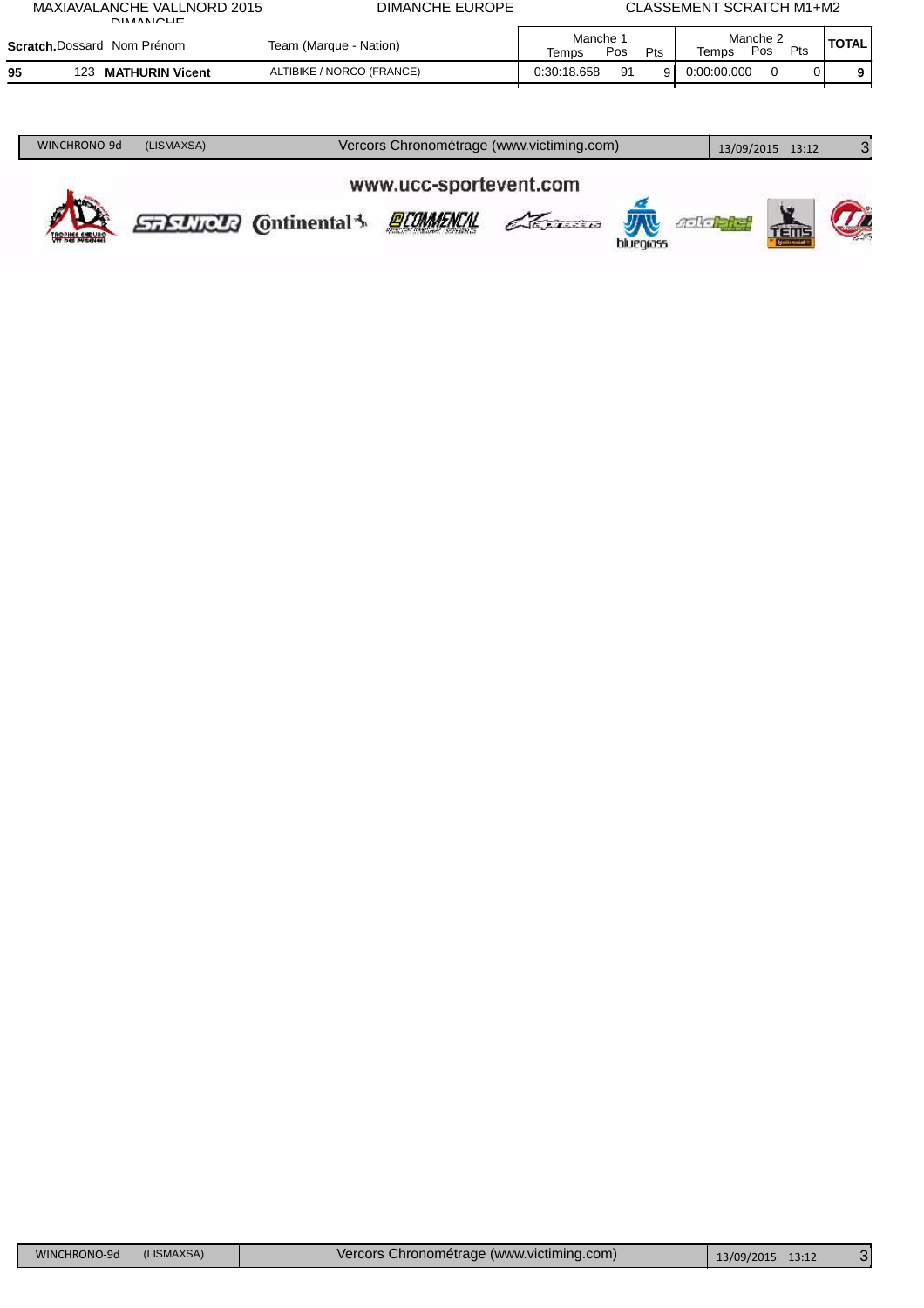MAXIAVALANCHE VALLNORD 2015 DIMANCHE | DIMANCHE EUROPE | CLASSEMENT SCRATCH M1+M2

| Scratch. | Dossard | Nom Prénom | Team (Marque - Nation) | Manche 1 Temps | Pos | Pts | Manche 2 Temps | Pos | Pts | TOTAL |
|---|---|---|---|---|---|---|---|---|---|---|
| 95 | 123 | **MATHURIN Vicent** | ALTIBIKE / NORCO (FRANCE) | 0:30:18.658 | 91 | 9 | 0:00:00.000 | 0 | 0 | **9** |

WINCHRONO-9d (LISMAXSA) | Vercors Chronométrage (www.victiming.com) | 13/09/2015 13:12

www.ucc-sportevent.com